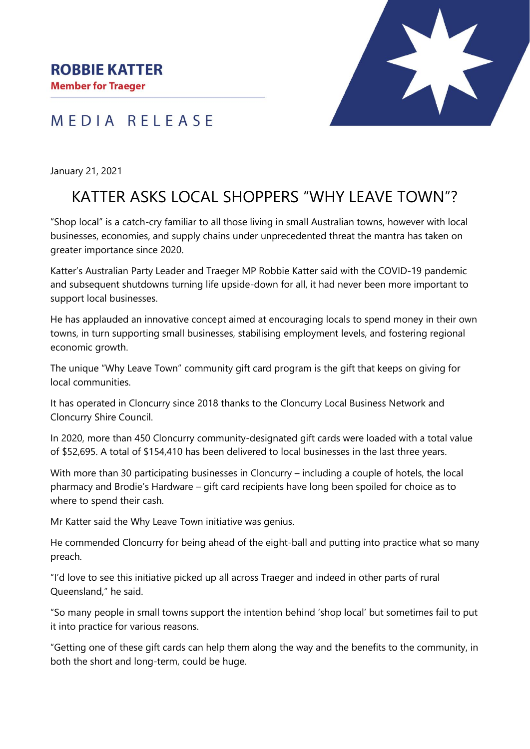**ROBBIE KATTER**
**Member for Traeger**

MEDIA RELEASE

January 21, 2021

# KATTER ASKS LOCAL SHOPPERS "WHY LEAVE TOWN"?

"Shop local" is a catch-cry familiar to all those living in small Australian towns, however with local businesses, economies, and supply chains under unprecedented threat the mantra has taken on greater importance since 2020.

Katter's Australian Party Leader and Traeger MP Robbie Katter said with the COVID-19 pandemic and subsequent shutdowns turning life upside-down for all, it had never been more important to support local businesses.

He has applauded an innovative concept aimed at encouraging locals to spend money in their own towns, in turn supporting small businesses, stabilising employment levels, and fostering regional economic growth.

The unique "Why Leave Town" community gift card program is the gift that keeps on giving for local communities.

It has operated in Cloncurry since 2018 thanks to the Cloncurry Local Business Network and Cloncurry Shire Council.

In 2020, more than 450 Cloncurry community-designated gift cards were loaded with a total value of $52,695. A total of $154,410 has been delivered to local businesses in the last three years.

With more than 30 participating businesses in Cloncurry – including a couple of hotels, the local pharmacy and Brodie's Hardware – gift card recipients have long been spoiled for choice as to where to spend their cash.

Mr Katter said the Why Leave Town initiative was genius.

He commended Cloncurry for being ahead of the eight-ball and putting into practice what so many preach.

"I'd love to see this initiative picked up all across Traeger and indeed in other parts of rural Queensland," he said.

"So many people in small towns support the intention behind 'shop local' but sometimes fail to put it into practice for various reasons.

"Getting one of these gift cards can help them along the way and the benefits to the community, in both the short and long-term, could be huge.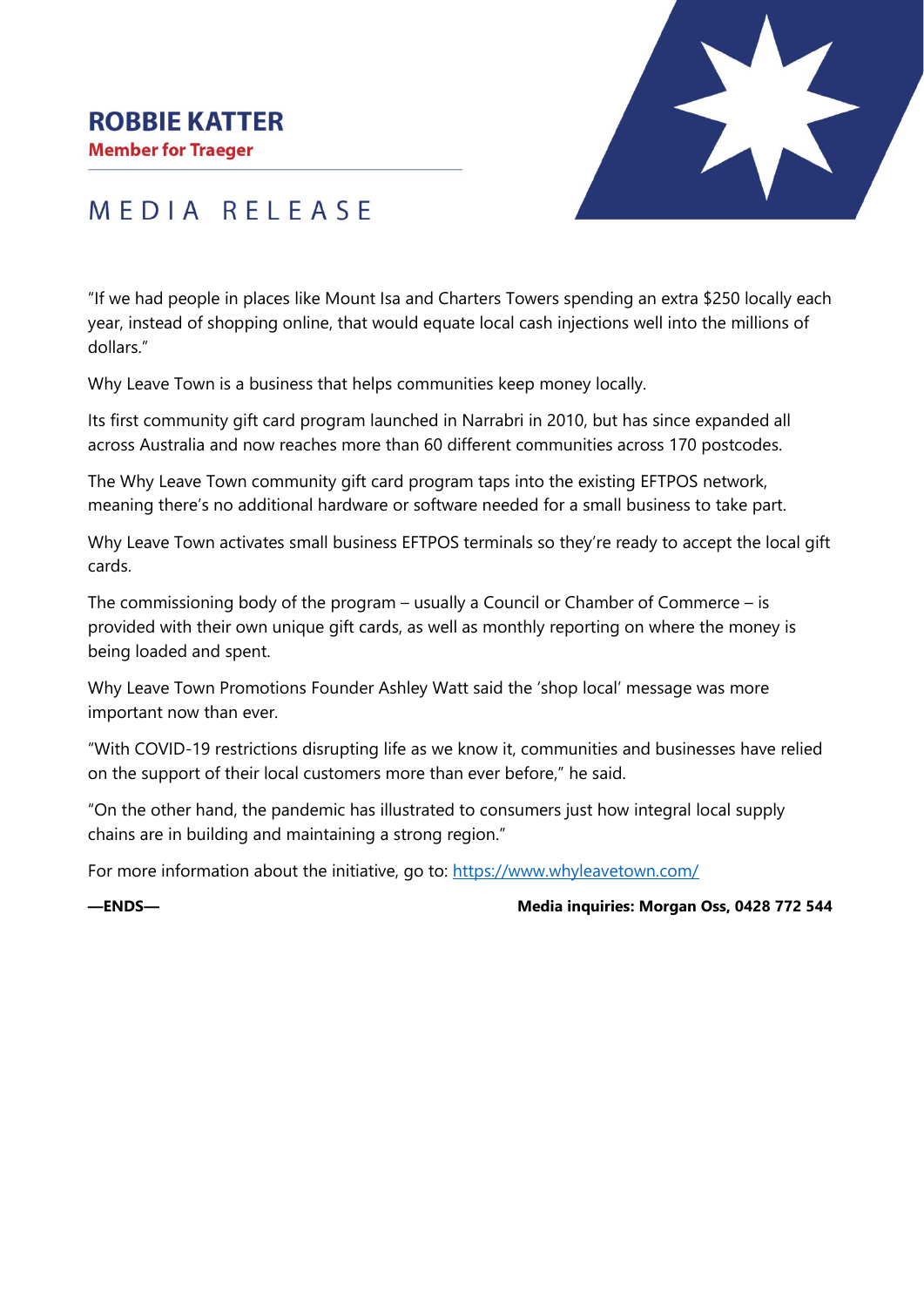# ROBBIE KATTER

**Member for Traeger**

## MEDIA RELEASE

"If we had people in places like Mount Isa and Charters Towers spending an extra $250 locally each year, instead of shopping online, that would equate local cash injections well into the millions of dollars."

Why Leave Town is a business that helps communities keep money locally.

Its first community gift card program launched in Narrabri in 2010, but has since expanded all across Australia and now reaches more than 60 different communities across 170 postcodes.

The Why Leave Town community gift card program taps into the existing EFTPOS network, meaning there's no additional hardware or software needed for a small business to take part.

Why Leave Town activates small business EFTPOS terminals so they're ready to accept the local gift cards.

The commissioning body of the program – usually a Council or Chamber of Commerce – is provided with their own unique gift cards, as well as monthly reporting on where the money is being loaded and spent.

Why Leave Town Promotions Founder Ashley Watt said the 'shop local' message was more important now than ever.

"With COVID-19 restrictions disrupting life as we know it, communities and businesses have relied on the support of their local customers more than ever before," he said.

"On the other hand, the pandemic has illustrated to consumers just how integral local supply chains are in building and maintaining a strong region."

For more information about the initiative, go to: [https://www.whyleavetown.com/](https://www.whyleavetown.com/)

**—ENDS—**

**Media inquiries: Morgan Oss, 0428 772 544**